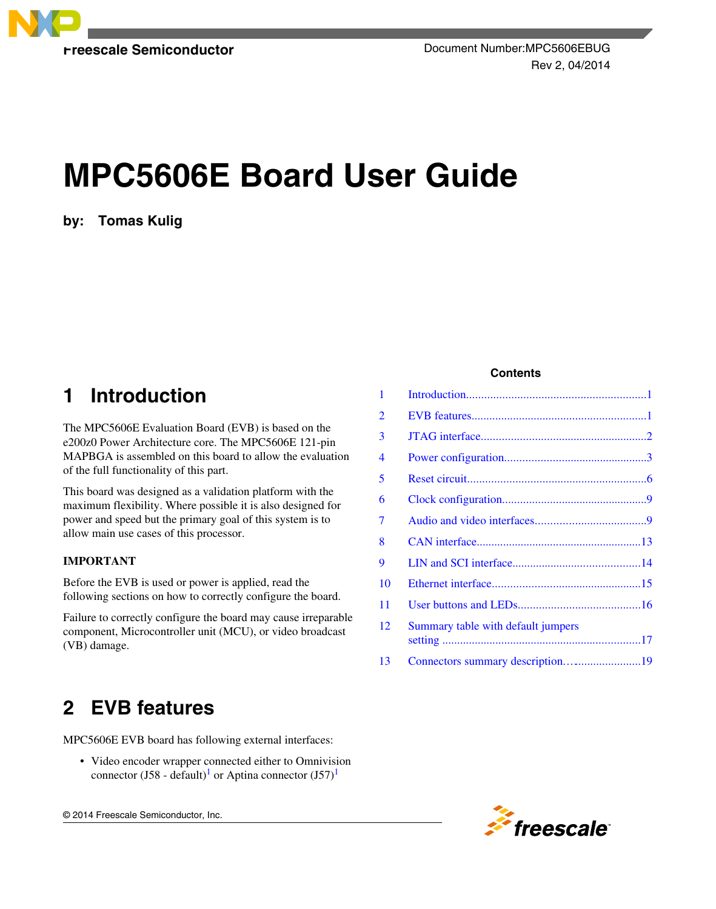Freescale Semiconductor

Document Number:MPC5606EBUG
Rev 2, 04/2014

# MPC5606E Board User Guide

**by: Tomas Kulig**

**Contents**

| | | |
|---|---|---|
| 1 | Introduction | 1 |
| 2 | EVB features | 1 |
| 3 | JTAG interface | 2 |
| 4 | Power configuration | 3 |
| 5 | Reset circuit | 6 |
| 6 | Clock configuration | 9 |
| 7 | Audio and video interfaces | 9 |
| 8 | CAN interface | 13 |
| 9 | LIN and SCI interface | 14 |
| 10 | Ethernet interface | 15 |
| 11 | User buttons and LEDs | 16 |
| 12 | Summary table with default jumpers setting | 17 |
| 13 | Connectors summary description | 19 |

## 1 Introduction

The MPC5606E Evaluation Board (EVB) is based on the e200z0 Power Architecture core. The MPC5606E 121-pin MAPBGA is assembled on this board to allow the evaluation of the full functionality of this part.

This board was designed as a validation platform with the maximum flexibility. Where possible it is also designed for power and speed but the primary goal of this system is to allow main use cases of this processor.

**IMPORTANT**

Before the EVB is used or power is applied, read the following sections on how to correctly configure the board.

Failure to correctly configure the board may cause irreparable component, Microcontroller unit (MCU), or video broadcast (VB) damage.

## 2 EVB features

MPC5606E EVB board has following external interfaces:

- Video encoder wrapper connected either to Omnivision connector (J58 - default)[1] or Aptina connector (J57)[1]

© 2014 Freescale Semiconductor, Inc.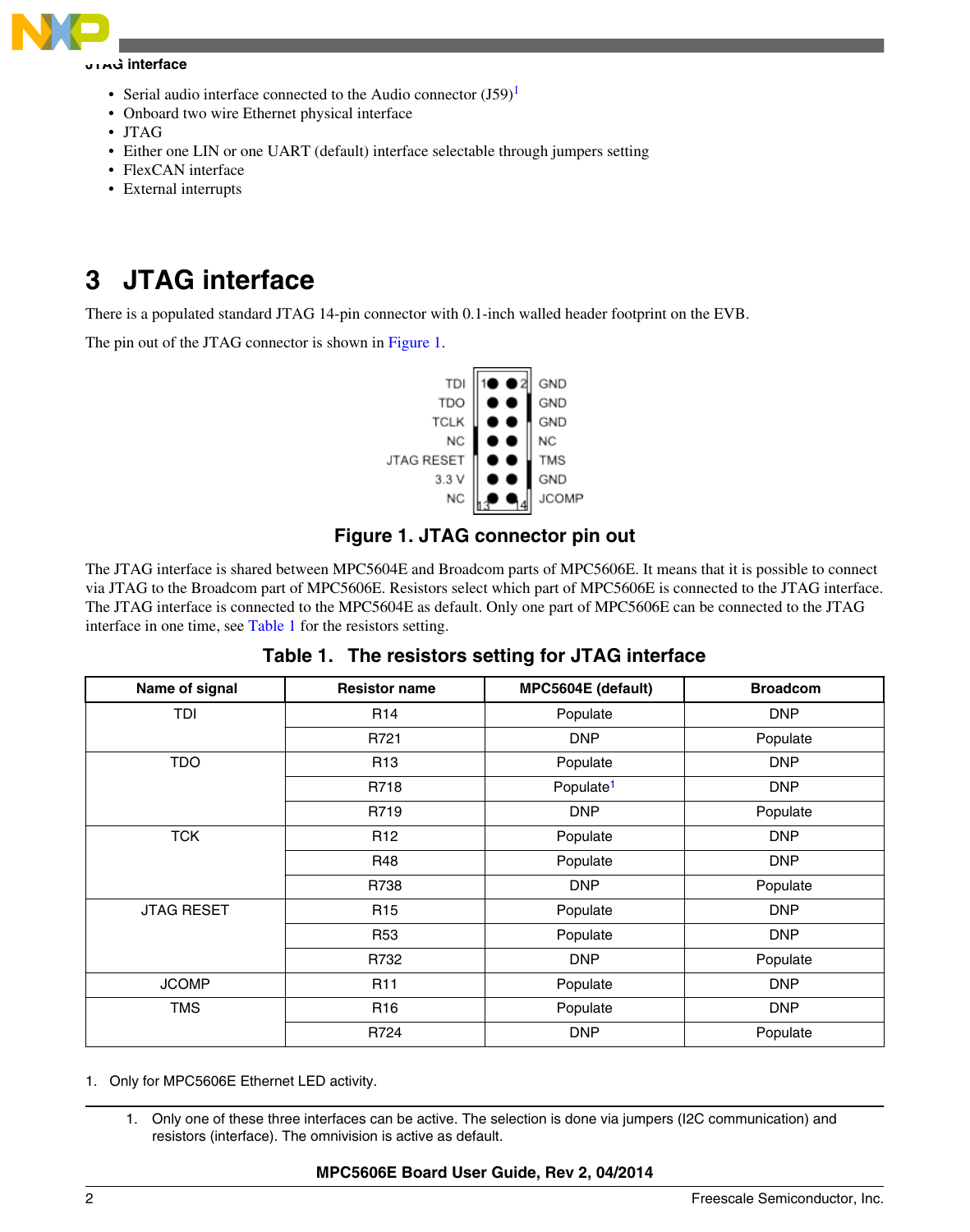- Serial audio interface connected to the Audio connector (J59)[1]
- Onboard two wire Ethernet physical interface
- JTAG
- Either one LIN or one UART (default) interface selectable through jumpers setting
- FlexCAN interface
- External interrupts

# 3 JTAG interface

There is a populated standard JTAG 14-pin connector with 0.1-inch walled header footprint on the EVB.

The pin out of the JTAG connector is shown in Figure 1.

| Signal | Pin | Pin | Signal |
|---|---|---|---|
| TDI | 1 | 2 | GND |
| TDO | 3 | 4 | GND |
| TCLK | 5 | 6 | GND |
| NC | 7 | 8 | NC |
| JTAG RESET | 9 | 10 | TMS |
| 3.3 V | 11 | 12 | GND |
| NC | 13 | 14 | JCOMP |

**Figure 1. JTAG connector pin out**

The JTAG interface is shared between MPC5604E and Broadcom parts of MPC5606E. It means that it is possible to connect via JTAG to the Broadcom part of MPC5606E. Resistors select which part of MPC5606E is connected to the JTAG interface. The JTAG interface is connected to the MPC5604E as default. Only one part of MPC5606E can be connected to the JTAG interface in one time, see Table 1 for the resistors setting.

**Table 1. The resistors setting for JTAG interface**

| Name of signal | Resistor name | MPC5604E (default) | Broadcom |
|---|---|---|---|
| TDI | R14 | Populate | DNP |
| | R721 | DNP | Populate |
| TDO | R13 | Populate | DNP |
| | R718 | Populate[1] | DNP |
| | R719 | DNP | Populate |
| TCK | R12 | Populate | DNP |
| | R48 | Populate | DNP |
| | R738 | DNP | Populate |
| JTAG RESET | R15 | Populate | DNP |
| | R53 | Populate | DNP |
| | R732 | DNP | Populate |
| JCOMP | R11 | Populate | DNP |
| TMS | R16 | Populate | DNP |
| | R724 | DNP | Populate |

1. Only for MPC5606E Ethernet LED activity.

---

1. Only one of these three interfaces can be active. The selection is done via jumpers (I2C communication) and resistors (interface). The omnivision is active as default.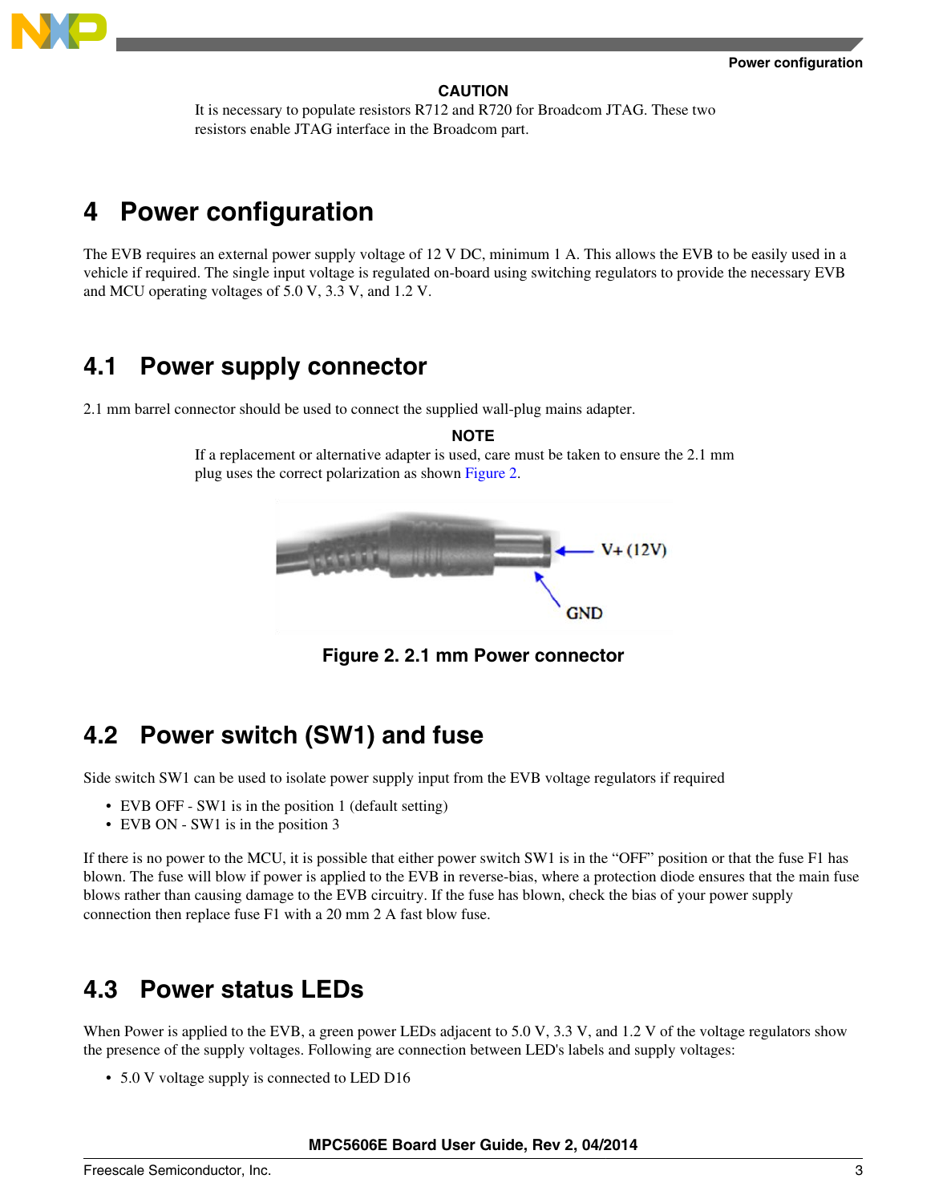**CAUTION**

It is necessary to populate resistors R712 and R720 for Broadcom JTAG. These two resistors enable JTAG interface in the Broadcom part.

# 4 Power configuration

The EVB requires an external power supply voltage of 12 V DC, minimum 1 A. This allows the EVB to be easily used in a vehicle if required. The single input voltage is regulated on-board using switching regulators to provide the necessary EVB and MCU operating voltages of 5.0 V, 3.3 V, and 1.2 V.

## 4.1 Power supply connector

2.1 mm barrel connector should be used to connect the supplied wall-plug mains adapter.

**NOTE**

If a replacement or alternative adapter is used, care must be taken to ensure the 2.1 mm plug uses the correct polarization as shown Figure 2.

V+ (12V)

GND

**Figure 2. 2.1 mm Power connector**

## 4.2 Power switch (SW1) and fuse

Side switch SW1 can be used to isolate power supply input from the EVB voltage regulators if required

- EVB OFF - SW1 is in the position 1 (default setting)
- EVB ON - SW1 is in the position 3

If there is no power to the MCU, it is possible that either power switch SW1 is in the "OFF" position or that the fuse F1 has blown. The fuse will blow if power is applied to the EVB in reverse-bias, where a protection diode ensures that the main fuse blows rather than causing damage to the EVB circuitry. If the fuse has blown, check the bias of your power supply connection then replace fuse F1 with a 20 mm 2 A fast blow fuse.

## 4.3 Power status LEDs

When Power is applied to the EVB, a green power LEDs adjacent to 5.0 V, 3.3 V, and 1.2 V of the voltage regulators show the presence of the supply voltages. Following are connection between LED's labels and supply voltages:

- 5.0 V voltage supply is connected to LED D16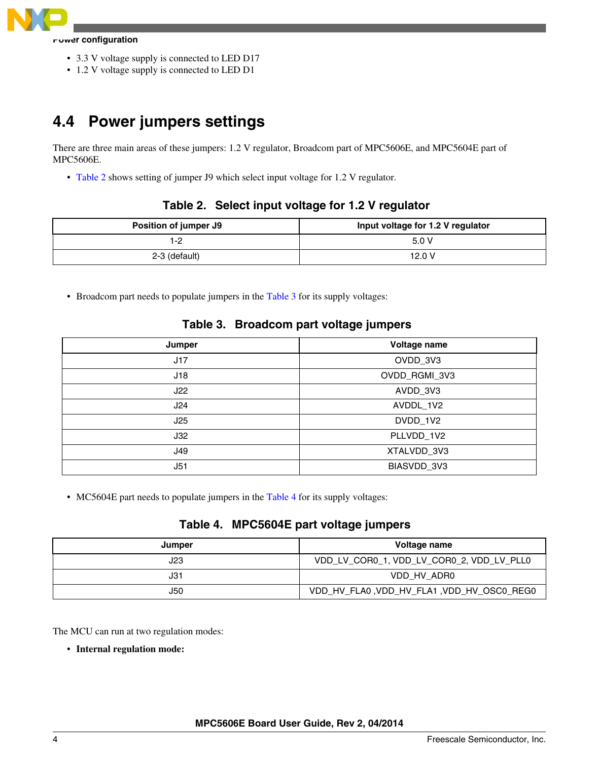- 3.3 V voltage supply is connected to LED D17
- 1.2 V voltage supply is connected to LED D1

## 4.4 Power jumpers settings

There are three main areas of these jumpers: 1.2 V regulator, Broadcom part of MPC5606E, and MPC5604E part of MPC5606E.

- Table 2 shows setting of jumper J9 which select input voltage for 1.2 V regulator.

**Table 2. Select input voltage for 1.2 V regulator**

| Position of jumper J9 | Input voltage for 1.2 V regulator |
|---|---|
| 1-2 | 5.0 V |
| 2-3 (default) | 12.0 V |

- Broadcom part needs to populate jumpers in the Table 3 for its supply voltages:

**Table 3. Broadcom part voltage jumpers**

| Jumper | Voltage name |
|---|---|
| J17 | OVDD_3V3 |
| J18 | OVDD_RGMI_3V3 |
| J22 | AVDD_3V3 |
| J24 | AVDDL_1V2 |
| J25 | DVDD_1V2 |
| J32 | PLLVDD_1V2 |
| J49 | XTALVDD_3V3 |
| J51 | BIASVDD_3V3 |

- MC5604E part needs to populate jumpers in the Table 4 for its supply voltages:

**Table 4. MPC5604E part voltage jumpers**

| Jumper | Voltage name |
|---|---|
| J23 | VDD_LV_COR0_1, VDD_LV_COR0_2, VDD_LV_PLL0 |
| J31 | VDD_HV_ADR0 |
| J50 | VDD_HV_FLA0 ,VDD_HV_FLA1 ,VDD_HV_OSC0_REG0 |

The MCU can run at two regulation modes:

- **Internal regulation mode:**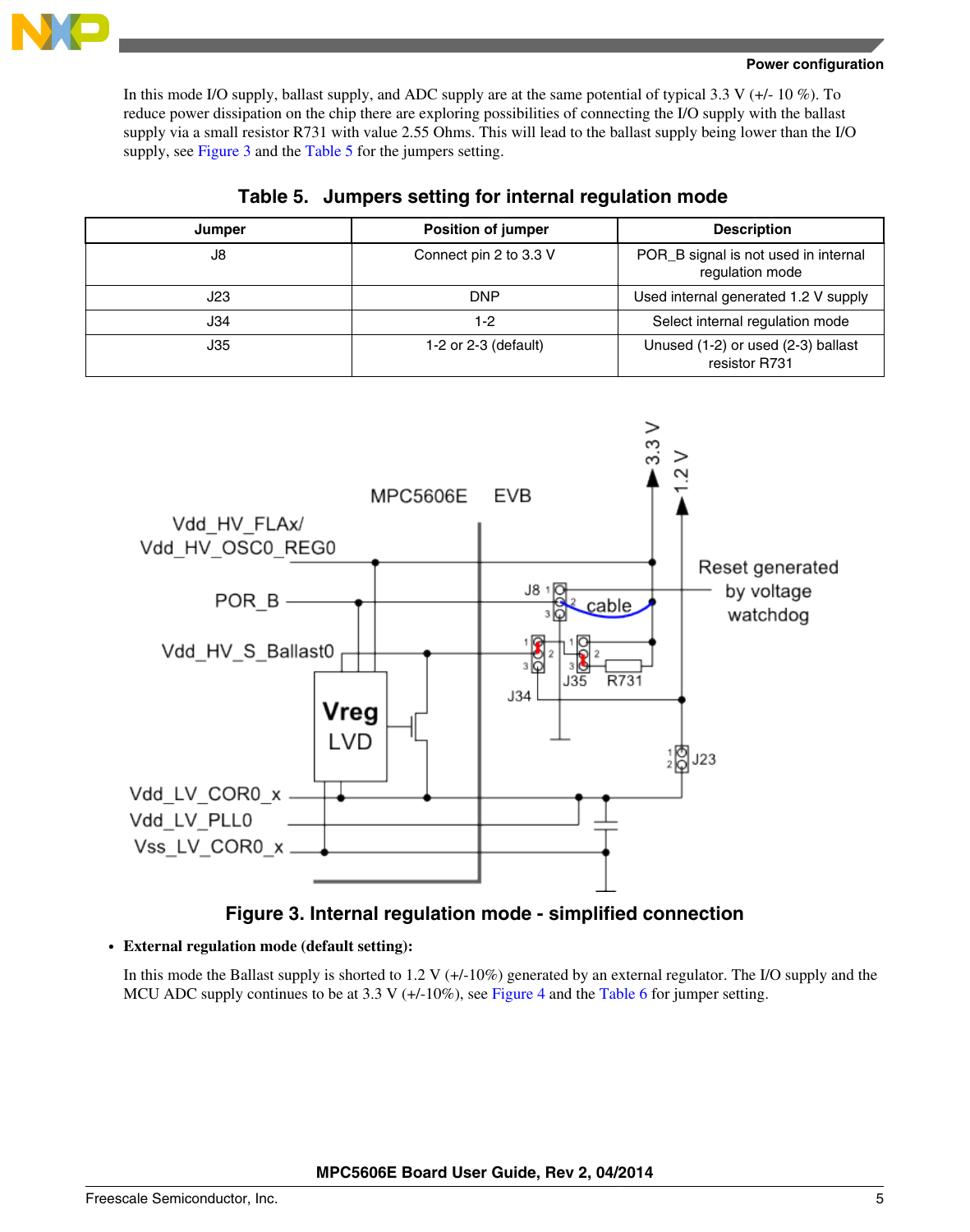In this mode I/O supply, ballast supply, and ADC supply are at the same potential of typical 3.3 V (+/- 10 %). To reduce power dissipation on the chip there are exploring possibilities of connecting the I/O supply with the ballast supply via a small resistor R731 with value 2.55 Ohms. This will lead to the ballast supply being lower than the I/O supply, see Figure 3 and the Table 5 for the jumpers setting.

**Table 5. Jumpers setting for internal regulation mode**

| Jumper | Position of jumper | Description |
|---|---|---|
| J8 | Connect pin 2 to 3.3 V | POR_B signal is not used in internal regulation mode |
| J23 | DNP | Used internal generated 1.2 V supply |
| J34 | 1-2 | Select internal regulation mode |
| J35 | 1-2 or 2-3 (default) | Unused (1-2) or used (2-3) ballast resistor R731 |

Figure 3. Internal regulation mode - simplified connection

- **External regulation mode (default setting):**

  In this mode the Ballast supply is shorted to 1.2 V (+/-10%) generated by an external regulator. The I/O supply and the MCU ADC supply continues to be at 3.3 V (+/-10%), see Figure 4 and the Table 6 for jumper setting.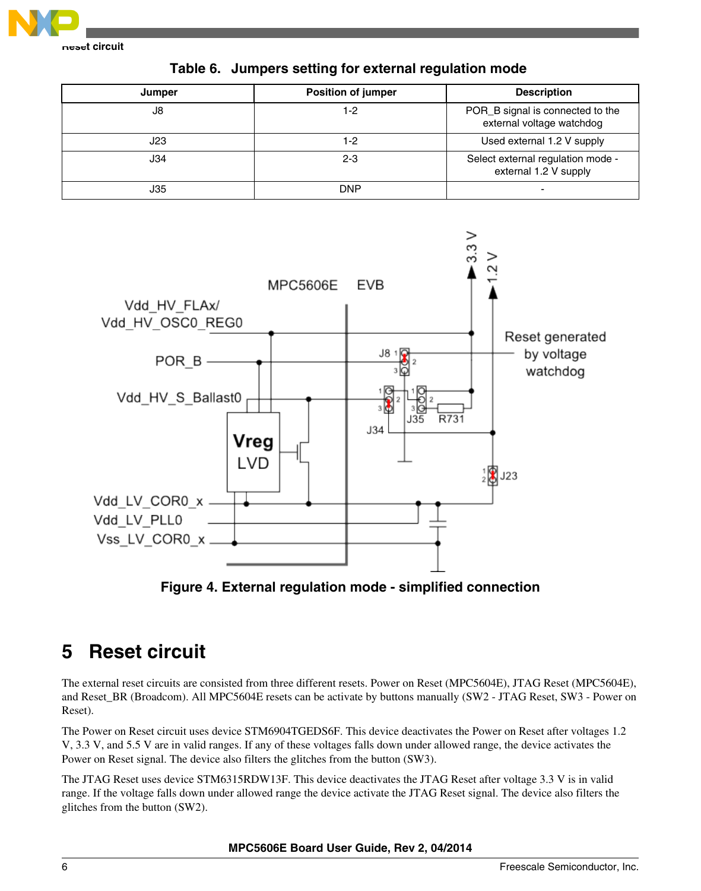Table 6. Jumpers setting for external regulation mode

| Jumper | Position of jumper | Description |
|---|---|---|
| J8 | 1-2 | POR_B signal is connected to the external voltage watchdog |
| J23 | 1-2 | Used external 1.2 V supply |
| J34 | 2-3 | Select external regulation mode - external 1.2 V supply |
| J35 | DNP | - |

Figure 4. External regulation mode - simplified connection

## 5 Reset circuit

The external reset circuits are consisted from three different resets. Power on Reset (MPC5604E), JTAG Reset (MPC5604E), and Reset_BR (Broadcom). All MPC5604E resets can be activate by buttons manually (SW2 - JTAG Reset, SW3 - Power on Reset).

The Power on Reset circuit uses device STM6904TGEDS6F. This device deactivates the Power on Reset after voltages 1.2 V, 3.3 V, and 5.5 V are in valid ranges. If any of these voltages falls down under allowed range, the device activates the Power on Reset signal. The device also filters the glitches from the button (SW3).

The JTAG Reset uses device STM6315RDW13F. This device deactivates the JTAG Reset after voltage 3.3 V is in valid range. If the voltage falls down under allowed range the device activate the JTAG Reset signal. The device also filters the glitches from the button (SW2).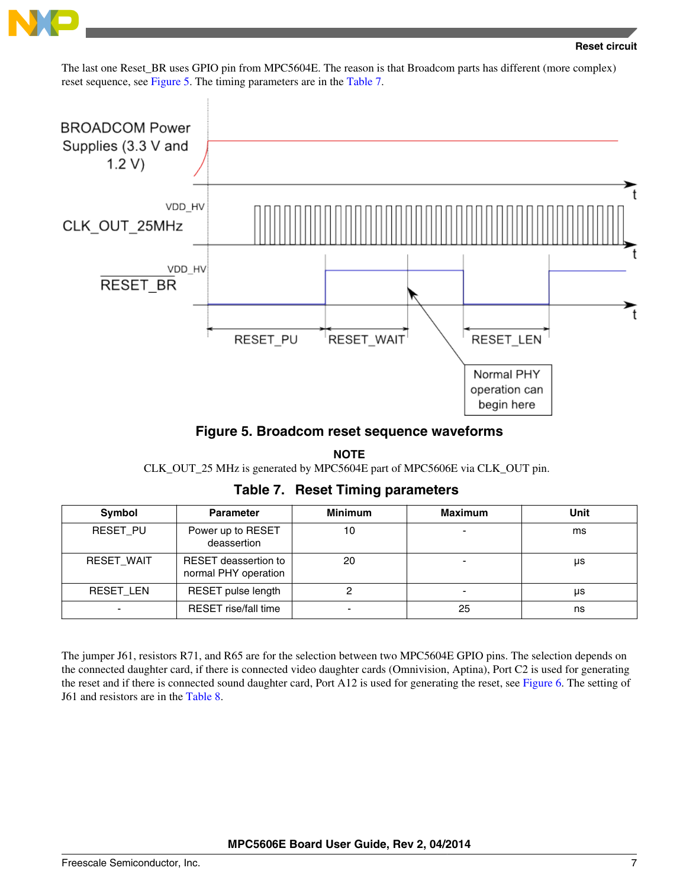The last one Reset_BR uses GPIO pin from MPC5604E. The reason is that Broadcom parts has different (more complex) reset sequence, see Figure 5. The timing parameters are in the Table 7.

**Figure 5. Broadcom reset sequence waveforms**

**NOTE**

CLK_OUT_25 MHz is generated by MPC5604E part of MPC5606E via CLK_OUT pin.

**Table 7. Reset Timing parameters**

| Symbol | Parameter | Minimum | Maximum | Unit |
|---|---|---|---|---|
| RESET_PU | Power up to RESET deassertion | 10 | - | ms |
| RESET_WAIT | RESET deassertion to normal PHY operation | 20 | - | µs |
| RESET_LEN | RESET pulse length | 2 | - | µs |
| - | RESET rise/fall time | - | 25 | ns |

The jumper J61, resistors R71, and R65 are for the selection between two MPC5604E GPIO pins. The selection depends on the connected daughter card, if there is connected video daughter cards (Omnivision, Aptina), Port C2 is used for generating the reset and if there is connected sound daughter card, Port A12 is used for generating the reset, see Figure 6. The setting of J61 and resistors are in the Table 8.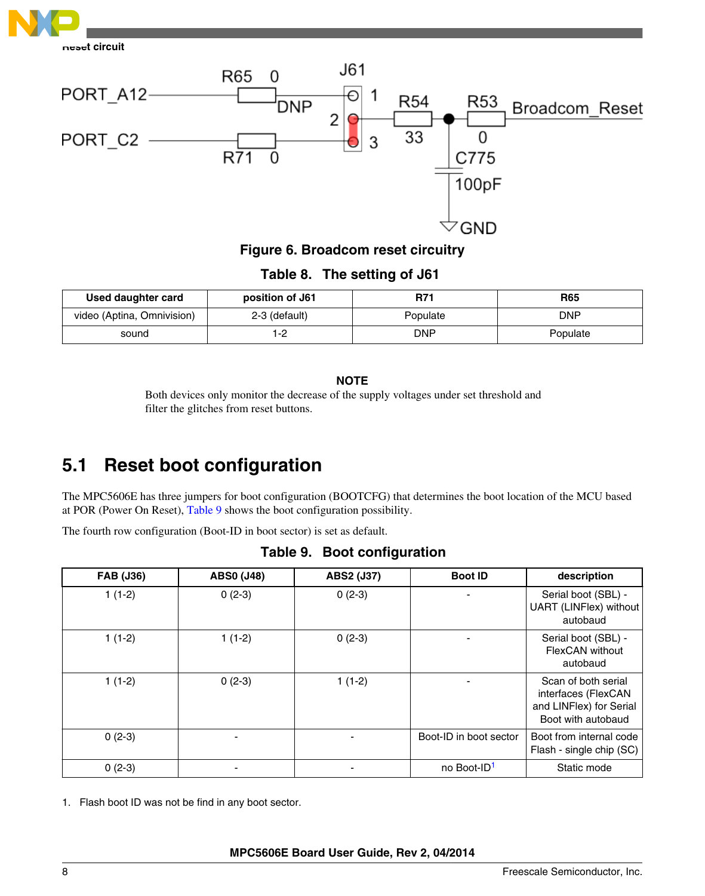Figure 6. Broadcom reset circuitry

Table 8. The setting of J61

| Used daughter card | position of J61 | R71 | R65 |
| --- | --- | --- | --- |
| video (Aptina, Omnivision) | 2-3 (default) | Populate | DNP |
| sound | 1-2 | DNP | Populate |

**NOTE**

Both devices only monitor the decrease of the supply voltages under set threshold and filter the glitches from reset buttons.

## 5.1 Reset boot configuration

The MPC5606E has three jumpers for boot configuration (BOOTCFG) that determines the boot location of the MCU based at POR (Power On Reset), Table 9 shows the boot configuration possibility.

The fourth row configuration (Boot-ID in boot sector) is set as default.

Table 9. Boot configuration

| FAB (J36) | ABS0 (J48) | ABS2 (J37) | Boot ID | description |
| --- | --- | --- | --- | --- |
| 1 (1-2) | 0 (2-3) | 0 (2-3) | - | Serial boot (SBL) - UART (LINFlex) without autobaud |
| 1 (1-2) | 1 (1-2) | 0 (2-3) | - | Serial boot (SBL) - FlexCAN without autobaud |
| 1 (1-2) | 0 (2-3) | 1 (1-2) | - | Scan of both serial interfaces (FlexCAN and LINFlex) for Serial Boot with autobaud |
| 0 (2-3) | - | - | Boot-ID in boot sector | Boot from internal code Flash - single chip (SC) |
| 0 (2-3) | - | - | no Boot-ID[1] | Static mode |

1. Flash boot ID was not be find in any boot sector.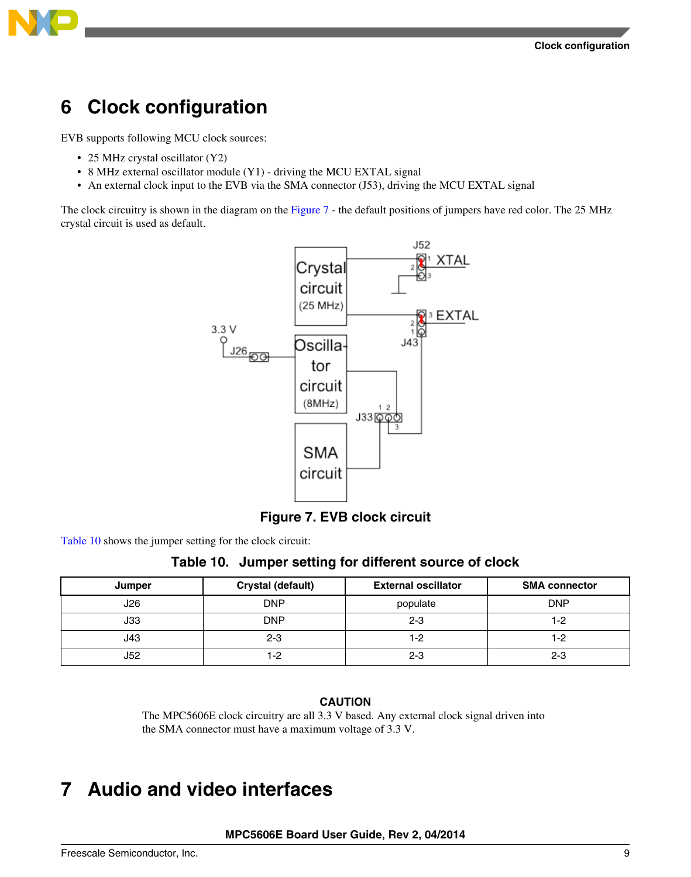# 6 Clock configuration

EVB supports following MCU clock sources:

- 25 MHz crystal oscillator (Y2)
- 8 MHz external oscillator module (Y1) - driving the MCU EXTAL signal
- An external clock input to the EVB via the SMA connector (J53), driving the MCU EXTAL signal

The clock circuitry is shown in the diagram on the Figure 7 - the default positions of jumpers have red color. The 25 MHz crystal circuit is used as default.

**Figure 7. EVB clock circuit**

Table 10 shows the jumper setting for the clock circuit:

**Table 10. Jumper setting for different source of clock**

| Jumper | Crystal (default) | External oscillator | SMA connector |
|---|---|---|---|
| J26 | DNP | populate | DNP |
| J33 | DNP | 2-3 | 1-2 |
| J43 | 2-3 | 1-2 | 1-2 |
| J52 | 1-2 | 2-3 | 2-3 |

**CAUTION**

The MPC5606E clock circuitry are all 3.3 V based. Any external clock signal driven into the SMA connector must have a maximum voltage of 3.3 V.

# 7 Audio and video interfaces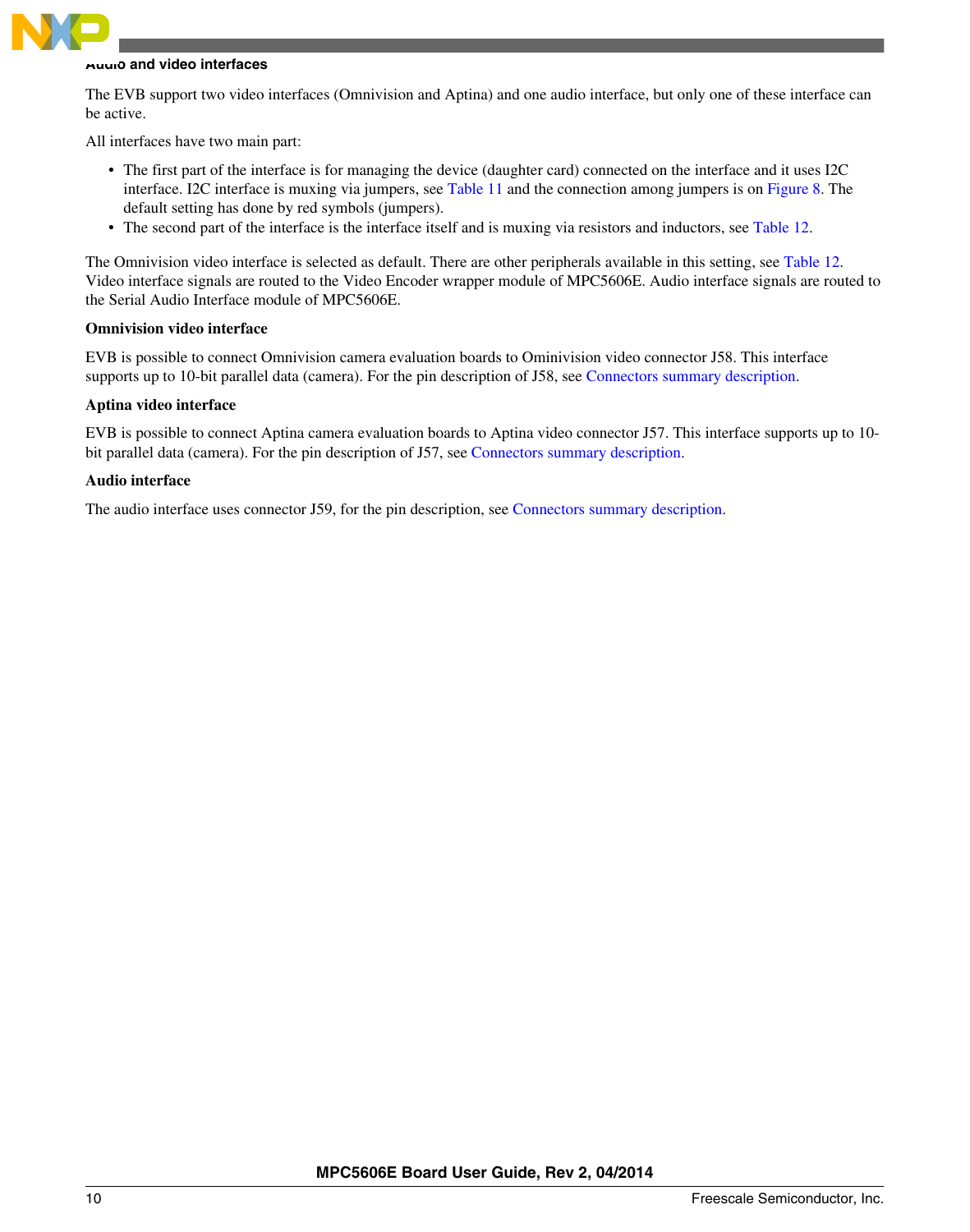### Audio and video interfaces

The EVB support two video interfaces (Omnivision and Aptina) and one audio interface, but only one of these interface can be active.

All interfaces have two main part:

- The first part of the interface is for managing the device (daughter card) connected on the interface and it uses I2C interface. I2C interface is muxing via jumpers, see Table 11 and the connection among jumpers is on Figure 8. The default setting has done by red symbols (jumpers).
- The second part of the interface is the interface itself and is muxing via resistors and inductors, see Table 12.

The Omnivision video interface is selected as default. There are other peripherals available in this setting, see Table 12. Video interface signals are routed to the Video Encoder wrapper module of MPC5606E. Audio interface signals are routed to the Serial Audio Interface module of MPC5606E.

**Omnivision video interface**

EVB is possible to connect Omnivision camera evaluation boards to Ominivision video connector J58. This interface supports up to 10-bit parallel data (camera). For the pin description of J58, see Connectors summary description.

**Aptina video interface**

EVB is possible to connect Aptina camera evaluation boards to Aptina video connector J57. This interface supports up to 10-bit parallel data (camera). For the pin description of J57, see Connectors summary description.

**Audio interface**

The audio interface uses connector J59, for the pin description, see Connectors summary description.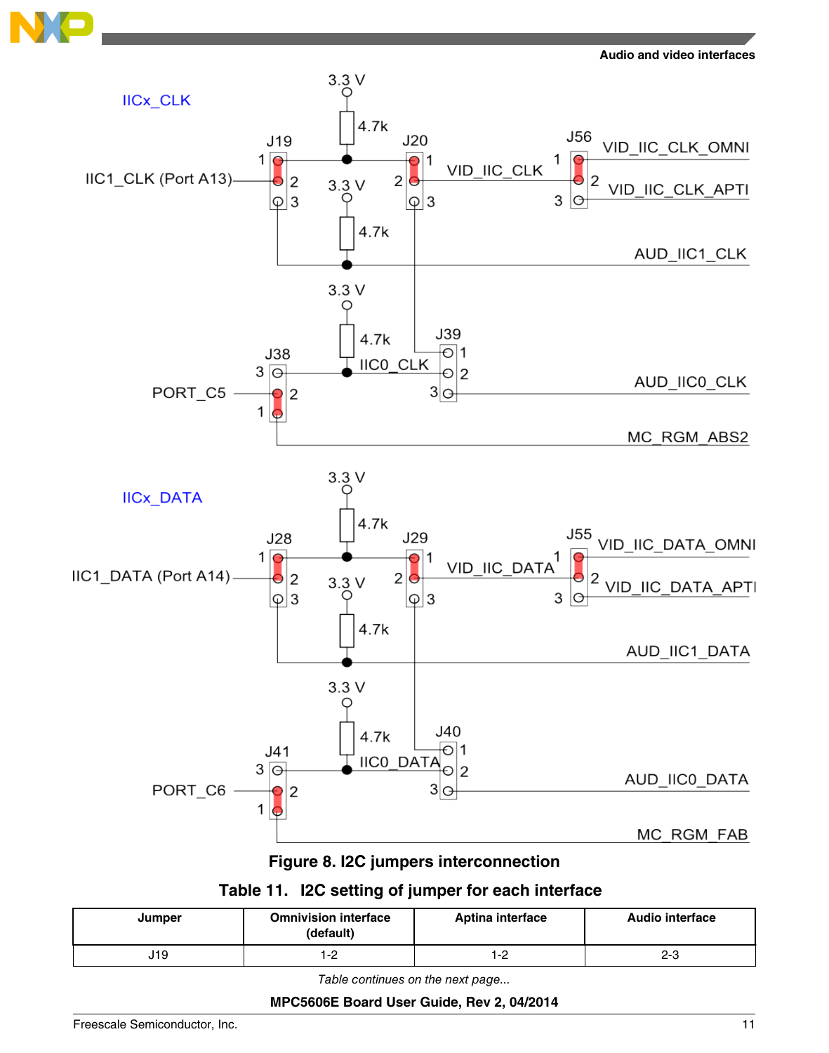**Figure 8. I2C jumpers interconnection**

**Table 11. I2C setting of jumper for each interface**

| Jumper | Omnivision interface (default) | Aptina interface | Audio interface |
|---|---|---|---|
| J19 | 1-2 | 1-2 | 2-3 |

*Table continues on the next page...*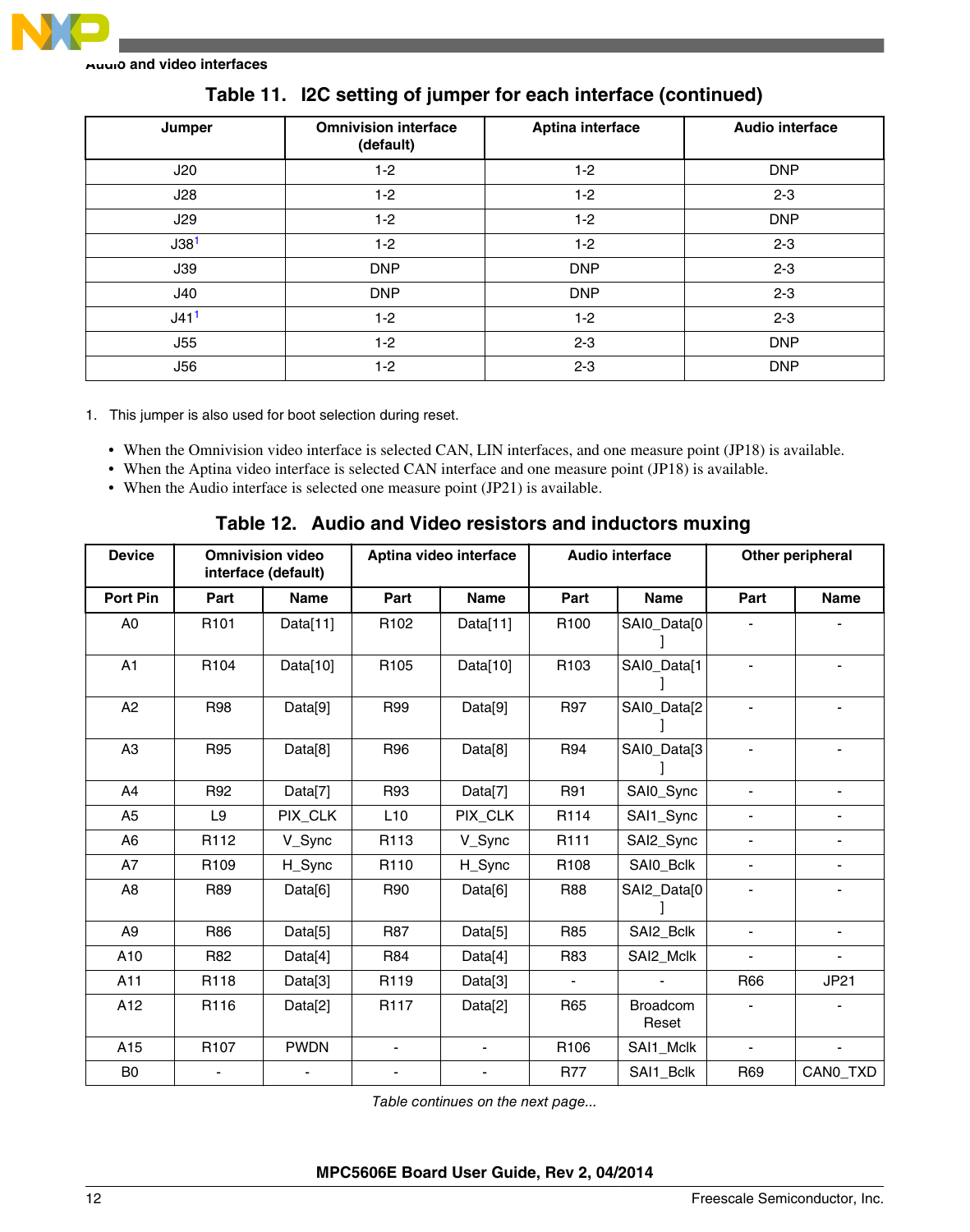## Table 11. I2C setting of jumper for each interface (continued)

| Jumper | Omnivision interface (default) | Aptina interface | Audio interface |
|---|---|---|---|
| J20 | 1-2 | 1-2 | DNP |
| J28 | 1-2 | 1-2 | 2-3 |
| J29 | 1-2 | 1-2 | DNP |
| J38[1] | 1-2 | 1-2 | 2-3 |
| J39 | DNP | DNP | 2-3 |
| J40 | DNP | DNP | 2-3 |
| J41[1] | 1-2 | 1-2 | 2-3 |
| J55 | 1-2 | 2-3 | DNP |
| J56 | 1-2 | 2-3 | DNP |

1. This jumper is also used for boot selection during reset.

- When the Omnivision video interface is selected CAN, LIN interfaces, and one measure point (JP18) is available.
- When the Aptina video interface is selected CAN interface and one measure point (JP18) is available.
- When the Audio interface is selected one measure point (JP21) is available.

## Table 12. Audio and Video resistors and inductors muxing

| Device | Omnivision video interface (default) | | Aptina video interface | | Audio interface | | Other peripheral | |
|---|---|---|---|---|---|---|---|---|
| Port Pin | Part | Name | Part | Name | Part | Name | Part | Name |
| A0 | R101 | Data[11] | R102 | Data[11] | R100 | SAI0_Data[0] | - | - |
| A1 | R104 | Data[10] | R105 | Data[10] | R103 | SAI0_Data[1] | - | - |
| A2 | R98 | Data[9] | R99 | Data[9] | R97 | SAI0_Data[2] | - | - |
| A3 | R95 | Data[8] | R96 | Data[8] | R94 | SAI0_Data[3] | - | - |
| A4 | R92 | Data[7] | R93 | Data[7] | R91 | SAI0_Sync | - | - |
| A5 | L9 | PIX_CLK | L10 | PIX_CLK | R114 | SAI1_Sync | - | - |
| A6 | R112 | V_Sync | R113 | V_Sync | R111 | SAI2_Sync | - | - |
| A7 | R109 | H_Sync | R110 | H_Sync | R108 | SAI0_Bclk | - | - |
| A8 | R89 | Data[6] | R90 | Data[6] | R88 | SAI2_Data[0] | - | - |
| A9 | R86 | Data[5] | R87 | Data[5] | R85 | SAI2_Bclk | - | - |
| A10 | R82 | Data[4] | R84 | Data[4] | R83 | SAI2_Mclk | - | - |
| A11 | R118 | Data[3] | R119 | Data[3] | - | - | R66 | JP21 |
| A12 | R116 | Data[2] | R117 | Data[2] | R65 | Broadcom Reset | - | - |
| A15 | R107 | PWDN | - | - | R106 | SAI1_Mclk | - | - |
| B0 | - | - | - | - | R77 | SAI1_Bclk | R69 | CAN0_TXD |

*Table continues on the next page...*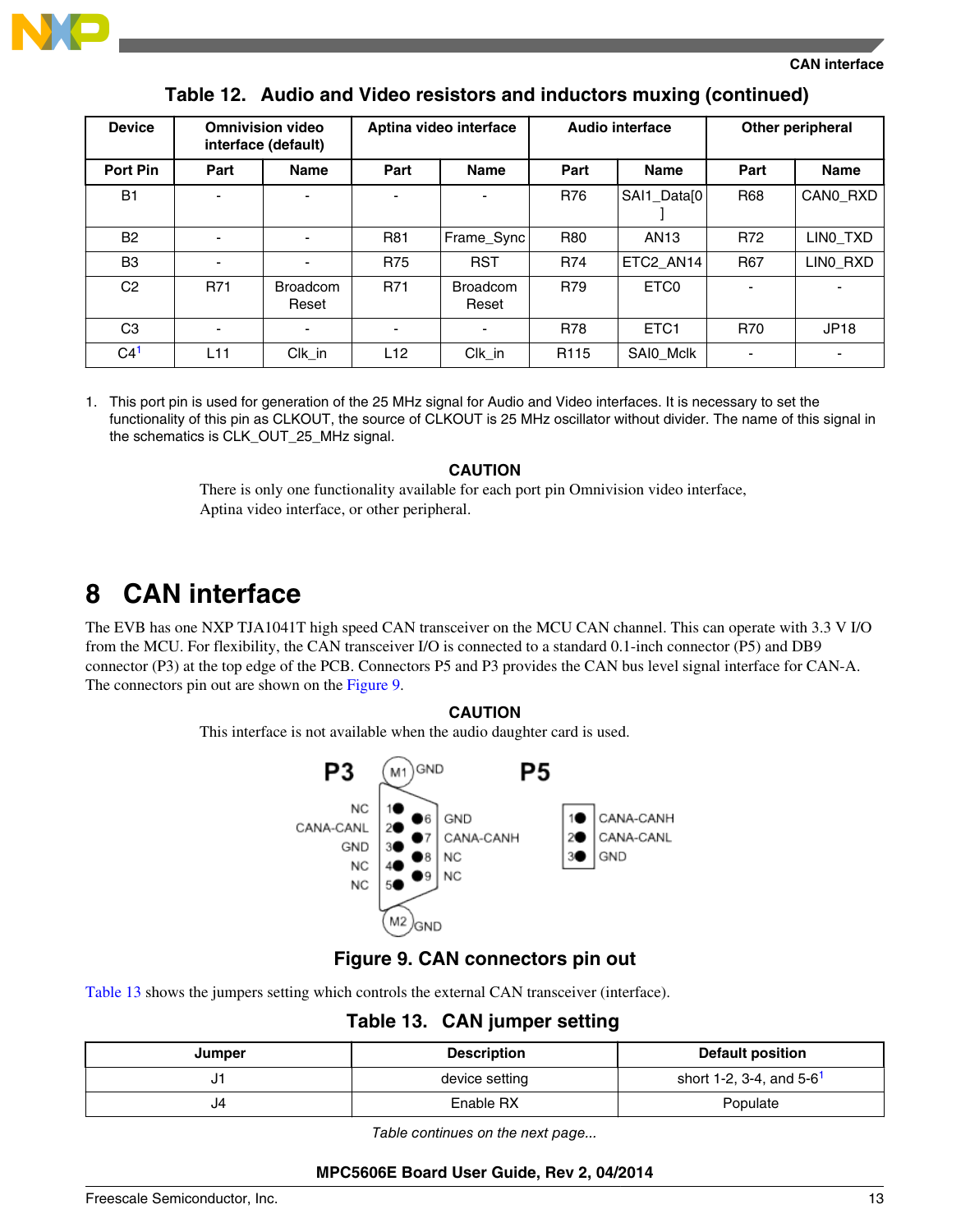**Table 12. Audio and Video resistors and inductors muxing (continued)**

| Device | Omnivision video interface (default) | | Aptina video interface | | Audio interface | | Other peripheral | |
|---|---|---|---|---|---|---|---|---|
| Port Pin | Part | Name | Part | Name | Part | Name | Part | Name |
| B1 | - | - | - | - | R76 | SAI1_Data[0] | R68 | CAN0_RXD |
| B2 | - | - | R81 | Frame_Sync | R80 | AN13 | R72 | LIN0_TXD |
| B3 | - | - | R75 | RST | R74 | ETC2_AN14 | R67 | LIN0_RXD |
| C2 | R71 | Broadcom Reset | R71 | Broadcom Reset | R79 | ETC0 | - | - |
| C3 | - | - | - | - | R78 | ETC1 | R70 | JP18 |
| C4[1] | L11 | Clk_in | L12 | Clk_in | R115 | SAI0_Mclk | - | - |

1. This port pin is used for generation of the 25 MHz signal for Audio and Video interfaces. It is necessary to set the functionality of this pin as CLKOUT, the source of CLKOUT is 25 MHz oscillator without divider. The name of this signal in the schematics is CLK_OUT_25_MHz signal.

**CAUTION**

There is only one functionality available for each port pin Omnivision video interface, Aptina video interface, or other peripheral.

# 8 CAN interface

The EVB has one NXP TJA1041T high speed CAN transceiver on the MCU CAN channel. This can operate with 3.3 V I/O from the MCU. For flexibility, the CAN transceiver I/O is connected to a standard 0.1-inch connector (P5) and DB9 connector (P3) at the top edge of the PCB. Connectors P5 and P3 provides the CAN bus level signal interface for CAN-A. The connectors pin out are shown on the Figure 9.

**CAUTION**

This interface is not available when the audio daughter card is used.

P3: M1 GND; 1 NC; 2 CANA-CANL; 3 GND; 4 NC; 5 NC; 6 GND; 7 CANA-CANH; 8 NC; 9 NC; M2 GND

P5: 1 CANA-CANH; 2 CANA-CANL; 3 GND

**Figure 9. CAN connectors pin out**

Table 13 shows the jumpers setting which controls the external CAN transceiver (interface).

**Table 13. CAN jumper setting**

| Jumper | Description | Default position |
|---|---|---|
| J1 | device setting | short 1-2, 3-4, and 5-6[1] |
| J4 | Enable RX | Populate |

*Table continues on the next page...*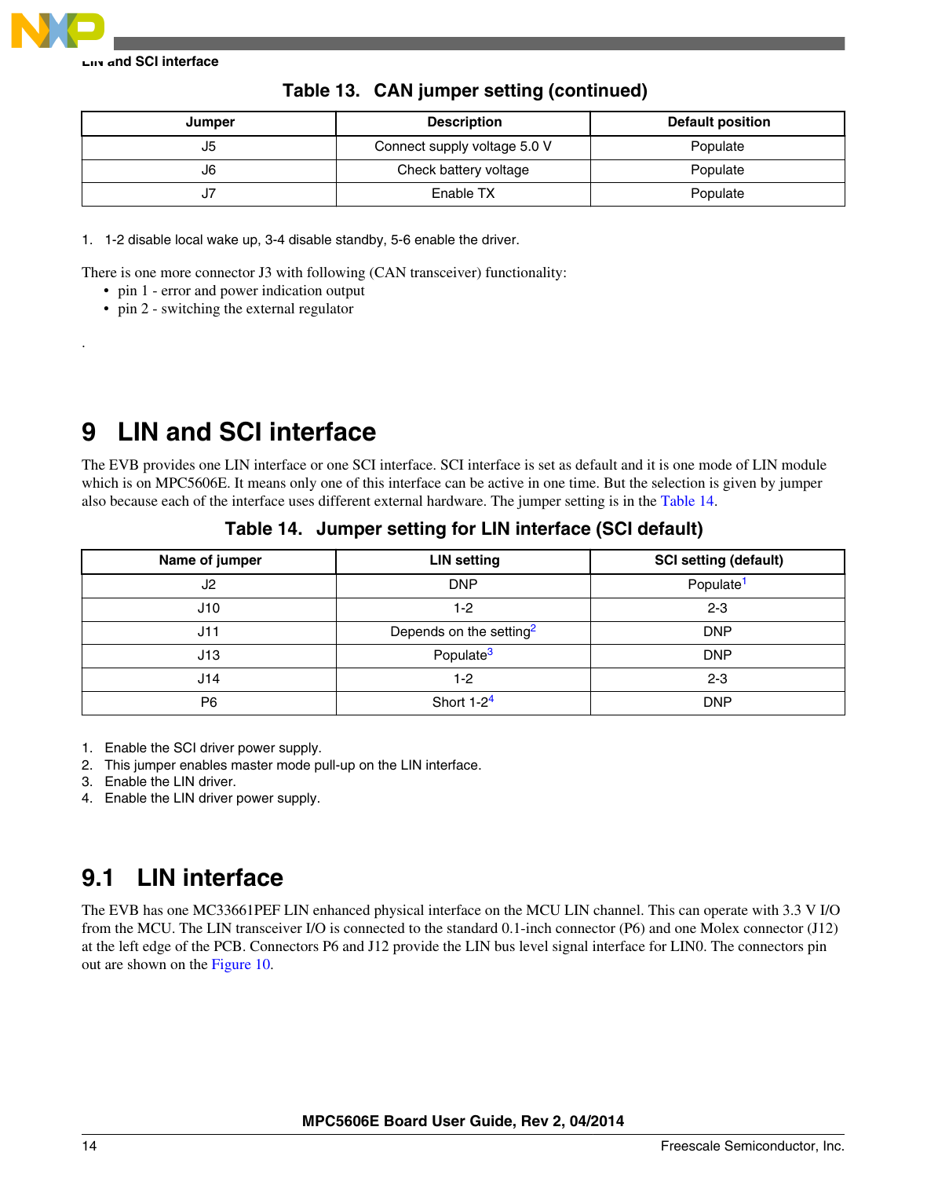**Table 13. CAN jumper setting (continued)**

| Jumper | Description | Default position |
|---|---|---|
| J5 | Connect supply voltage 5.0 V | Populate |
| J6 | Check battery voltage | Populate |
| J7 | Enable TX | Populate |

1. 1-2 disable local wake up, 3-4 disable standby, 5-6 enable the driver.

There is one more connector J3 with following (CAN transceiver) functionality:

- pin 1 - error and power indication output
- pin 2 - switching the external regulator

.

# 9 LIN and SCI interface

The EVB provides one LIN interface or one SCI interface. SCI interface is set as default and it is one mode of LIN module which is on MPC5606E. It means only one of this interface can be active in one time. But the selection is given by jumper also because each of the interface uses different external hardware. The jumper setting is in the Table 14.

**Table 14. Jumper setting for LIN interface (SCI default)**

| Name of jumper | LIN setting | SCI setting (default) |
|---|---|---|
| J2 | DNP | Populate[1] |
| J10 | 1-2 | 2-3 |
| J11 | Depends on the setting[2] | DNP |
| J13 | Populate[3] | DNP |
| J14 | 1-2 | 2-3 |
| P6 | Short 1-2[4] | DNP |

1. Enable the SCI driver power supply.
2. This jumper enables master mode pull-up on the LIN interface.
3. Enable the LIN driver.
4. Enable the LIN driver power supply.

## 9.1 LIN interface

The EVB has one MC33661PEF LIN enhanced physical interface on the MCU LIN channel. This can operate with 3.3 V I/O from the MCU. The LIN transceiver I/O is connected to the standard 0.1-inch connector (P6) and one Molex connector (J12) at the left edge of the PCB. Connectors P6 and J12 provide the LIN bus level signal interface for LIN0. The connectors pin out are shown on the Figure 10.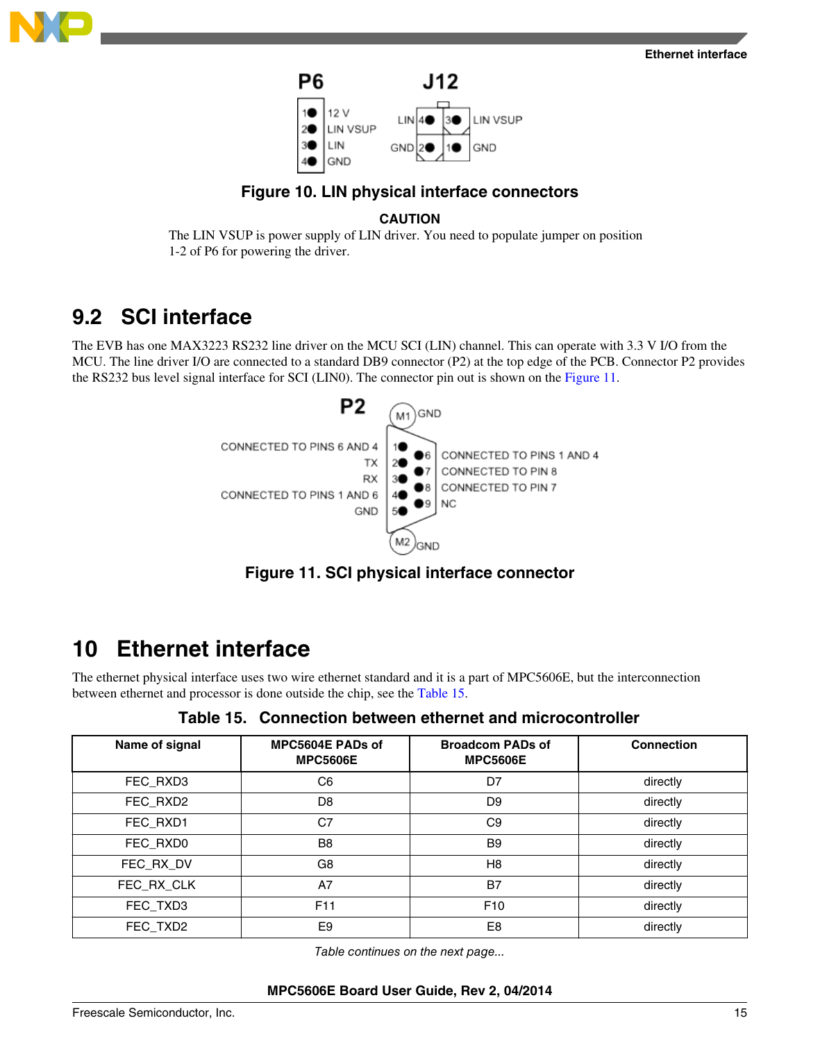P6

| Pin | Signal |
|---|---|
| 1 | 12 V |
| 2 | LIN VSUP |
| 3 | LIN |
| 4 | GND |

J12

| Pin | Signal |
|---|---|
| 4 | LIN |
| 3 | LIN VSUP |
| 2 | GND |
| 1 | GND |

Figure 10. LIN physical interface connectors

**CAUTION**

The LIN VSUP is power supply of LIN driver. You need to populate jumper on position 1-2 of P6 for powering the driver.

## 9.2 SCI interface

The EVB has one MAX3223 RS232 line driver on the MCU SCI (LIN) channel. This can operate with 3.3 V I/O from the MCU. The line driver I/O are connected to a standard DB9 connector (P2) at the top edge of the PCB. Connector P2 provides the RS232 bus level signal interface for SCI (LIN0). The connector pin out is shown on the Figure 11.

P2

| Pin | Signal |
|---|---|
| M1 | GND |
| 1 | CONNECTED TO PINS 6 AND 4 |
| 2 | TX |
| 3 | RX |
| 4 | CONNECTED TO PINS 1 AND 6 |
| 5 | GND |
| 6 | CONNECTED TO PINS 1 AND 4 |
| 7 | CONNECTED TO PIN 8 |
| 8 | CONNECTED TO PIN 7 |
| 9 | NC |
| M2 | GND |

Figure 11. SCI physical interface connector

# 10 Ethernet interface

The ethernet physical interface uses two wire ethernet standard and it is a part of MPC5606E, but the interconnection between ethernet and processor is done outside the chip, see the Table 15.

Table 15. Connection between ethernet and microcontroller

| Name of signal | MPC5604E PADs of MPC5606E | Broadcom PADs of MPC5606E | Connection |
|---|---|---|---|
| FEC_RXD3 | C6 | D7 | directly |
| FEC_RXD2 | D8 | D9 | directly |
| FEC_RXD1 | C7 | C9 | directly |
| FEC_RXD0 | B8 | B9 | directly |
| FEC_RX_DV | G8 | H8 | directly |
| FEC_RX_CLK | A7 | B7 | directly |
| FEC_TXD3 | F11 | F10 | directly |
| FEC_TXD2 | E9 | E8 | directly |

*Table continues on the next page...*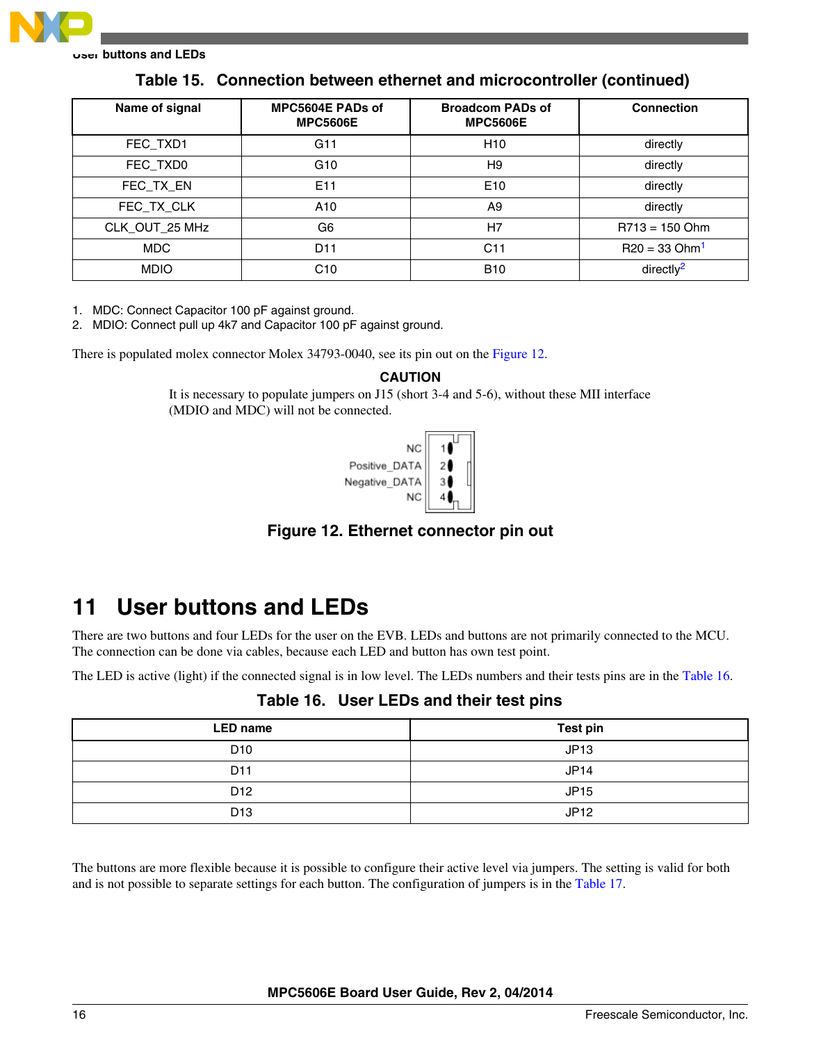**Table 15. Connection between ethernet and microcontroller (continued)**

| Name of signal | MPC5604E PADs of MPC5606E | Broadcom PADs of MPC5606E | Connection |
|---|---|---|---|
| FEC_TXD1 | G11 | H10 | directly |
| FEC_TXD0 | G10 | H9 | directly |
| FEC_TX_EN | E11 | E10 | directly |
| FEC_TX_CLK | A10 | A9 | directly |
| CLK_OUT_25 MHz | G6 | H7 | R713 = 150 Ohm |
| MDC | D11 | C11 | R20 = 33 Ohm[1] |
| MDIO | C10 | B10 | directly[2] |

1. MDC: Connect Capacitor 100 pF against ground.
2. MDIO: Connect pull up 4k7 and Capacitor 100 pF against ground.

There is populated molex connector Molex 34793-0040, see its pin out on the Figure 12.

**CAUTION**

It is necessary to populate jumpers on J15 (short 3-4 and 5-6), without these MII interface (MDIO and MDC) will not be connected.

| Signal | Pin |
|---|---|
| NC | 1 |
| Positive_DATA | 2 |
| Negative_DATA | 3 |
| NC | 4 |

**Figure 12. Ethernet connector pin out**

# 11 User buttons and LEDs

There are two buttons and four LEDs for the user on the EVB. LEDs and buttons are not primarily connected to the MCU. The connection can be done via cables, because each LED and button has own test point.

The LED is active (light) if the connected signal is in low level. The LEDs numbers and their tests pins are in the Table 16.

**Table 16. User LEDs and their test pins**

| LED name | Test pin |
|---|---|
| D10 | JP13 |
| D11 | JP14 |
| D12 | JP15 |
| D13 | JP12 |

The buttons are more flexible because it is possible to configure their active level via jumpers. The setting is valid for both and is not possible to separate settings for each button. The configuration of jumpers is in the Table 17.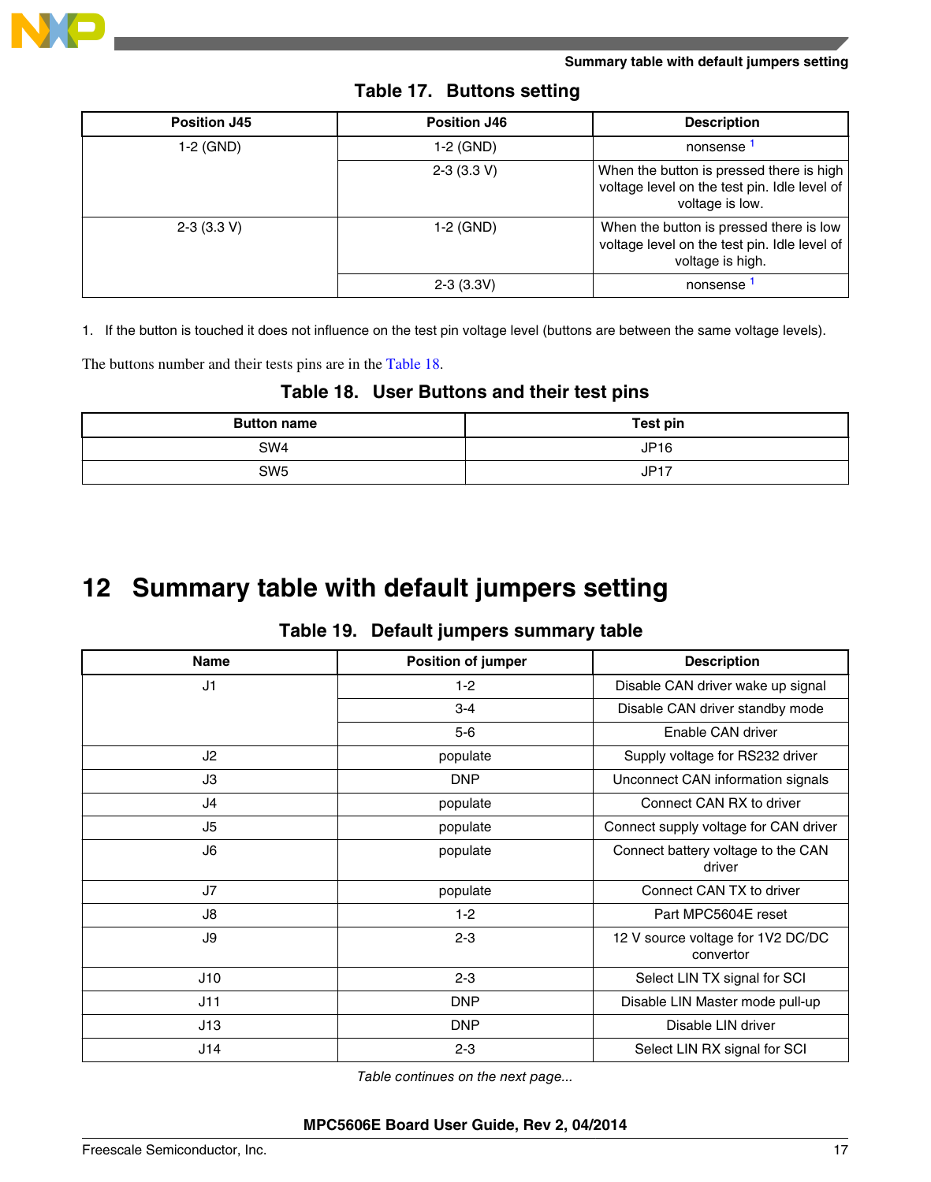**Table 17. Buttons setting**

| Position J45 | Position J46 | Description |
| --- | --- | --- |
| 1-2 (GND) | 1-2 (GND) | nonsense [1] |
| | 2-3 (3.3 V) | When the button is pressed there is high voltage level on the test pin. Idle level of voltage is low. |
| 2-3 (3.3 V) | 1-2 (GND) | When the button is pressed there is low voltage level on the test pin. Idle level of voltage is high. |
| | 2-3 (3.3V) | nonsense [1] |

1. If the button is touched it does not influence on the test pin voltage level (buttons are between the same voltage levels).

The buttons number and their tests pins are in the Table 18.

**Table 18. User Buttons and their test pins**

| Button name | Test pin |
| --- | --- |
| SW4 | JP16 |
| SW5 | JP17 |

# 12 Summary table with default jumpers setting

**Table 19. Default jumpers summary table**

| Name | Position of jumper | Description |
| --- | --- | --- |
| J1 | 1-2 | Disable CAN driver wake up signal |
| | 3-4 | Disable CAN driver standby mode |
| | 5-6 | Enable CAN driver |
| J2 | populate | Supply voltage for RS232 driver |
| J3 | DNP | Unconnect CAN information signals |
| J4 | populate | Connect CAN RX to driver |
| J5 | populate | Connect supply voltage for CAN driver |
| J6 | populate | Connect battery voltage to the CAN driver |
| J7 | populate | Connect CAN TX to driver |
| J8 | 1-2 | Part MPC5604E reset |
| J9 | 2-3 | 12 V source voltage for 1V2 DC/DC convertor |
| J10 | 2-3 | Select LIN TX signal for SCI |
| J11 | DNP | Disable LIN Master mode pull-up |
| J13 | DNP | Disable LIN driver |
| J14 | 2-3 | Select LIN RX signal for SCI |

*Table continues on the next page...*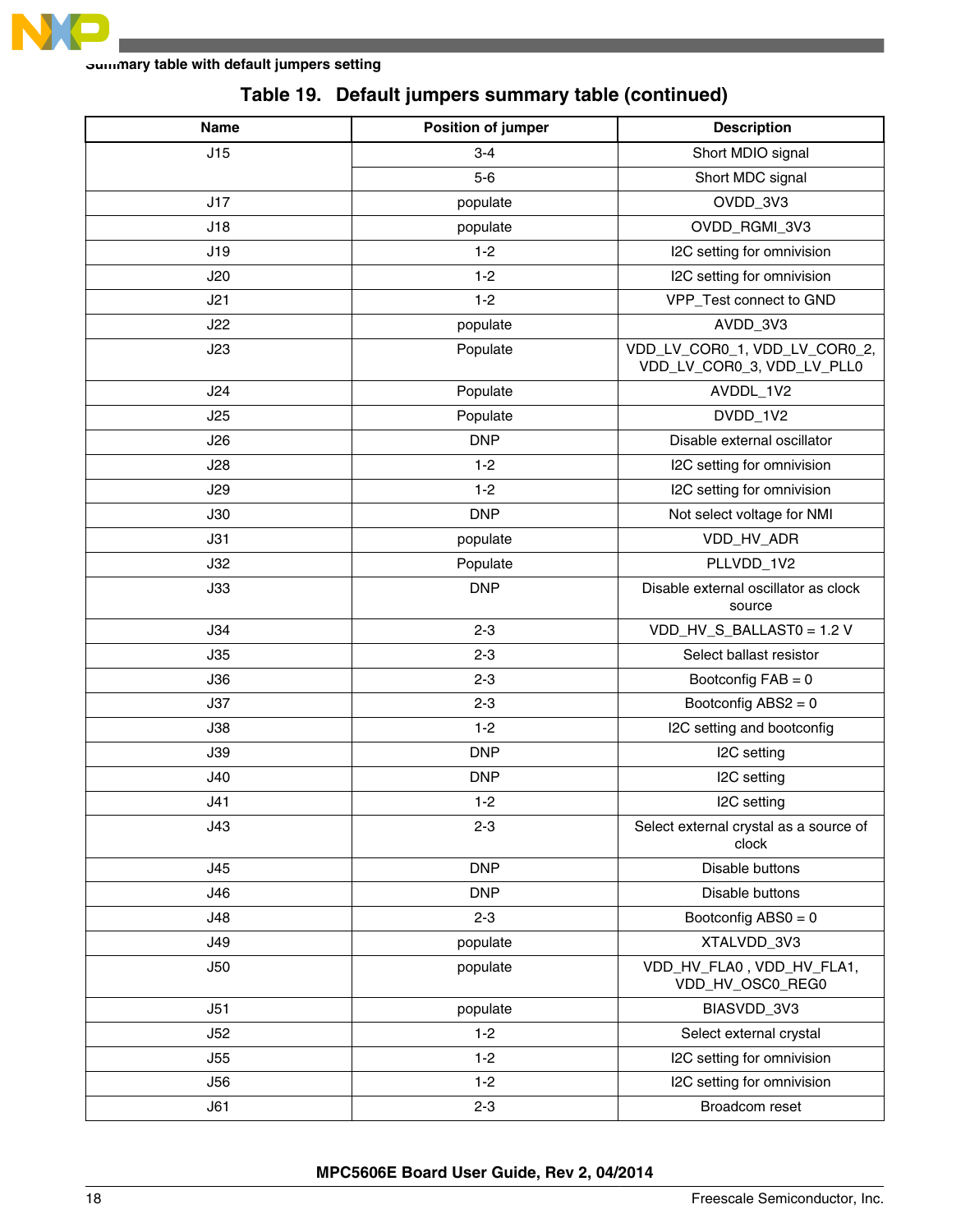**Table 19. Default jumpers summary table (continued)**

| Name | Position of jumper | Description |
|---|---|---|
| J15 | 3-4 | Short MDIO signal |
| | 5-6 | Short MDC signal |
| J17 | populate | OVDD_3V3 |
| J18 | populate | OVDD_RGMI_3V3 |
| J19 | 1-2 | I2C setting for omnivision |
| J20 | 1-2 | I2C setting for omnivision |
| J21 | 1-2 | VPP_Test connect to GND |
| J22 | populate | AVDD_3V3 |
| J23 | Populate | VDD_LV_COR0_1, VDD_LV_COR0_2, VDD_LV_COR0_3, VDD_LV_PLL0 |
| J24 | Populate | AVDDL_1V2 |
| J25 | Populate | DVDD_1V2 |
| J26 | DNP | Disable external oscillator |
| J28 | 1-2 | I2C setting for omnivision |
| J29 | 1-2 | I2C setting for omnivision |
| J30 | DNP | Not select voltage for NMI |
| J31 | populate | VDD_HV_ADR |
| J32 | Populate | PLLVDD_1V2 |
| J33 | DNP | Disable external oscillator as clock source |
| J34 | 2-3 | VDD_HV_S_BALLAST0 = 1.2 V |
| J35 | 2-3 | Select ballast resistor |
| J36 | 2-3 | Bootconfig FAB = 0 |
| J37 | 2-3 | Bootconfig ABS2 = 0 |
| J38 | 1-2 | I2C setting and bootconfig |
| J39 | DNP | I2C setting |
| J40 | DNP | I2C setting |
| J41 | 1-2 | I2C setting |
| J43 | 2-3 | Select external crystal as a source of clock |
| J45 | DNP | Disable buttons |
| J46 | DNP | Disable buttons |
| J48 | 2-3 | Bootconfig ABS0 = 0 |
| J49 | populate | XTALVDD_3V3 |
| J50 | populate | VDD_HV_FLA0 , VDD_HV_FLA1, VDD_HV_OSC0_REG0 |
| J51 | populate | BIASVDD_3V3 |
| J52 | 1-2 | Select external crystal |
| J55 | 1-2 | I2C setting for omnivision |
| J56 | 1-2 | I2C setting for omnivision |
| J61 | 2-3 | Broadcom reset |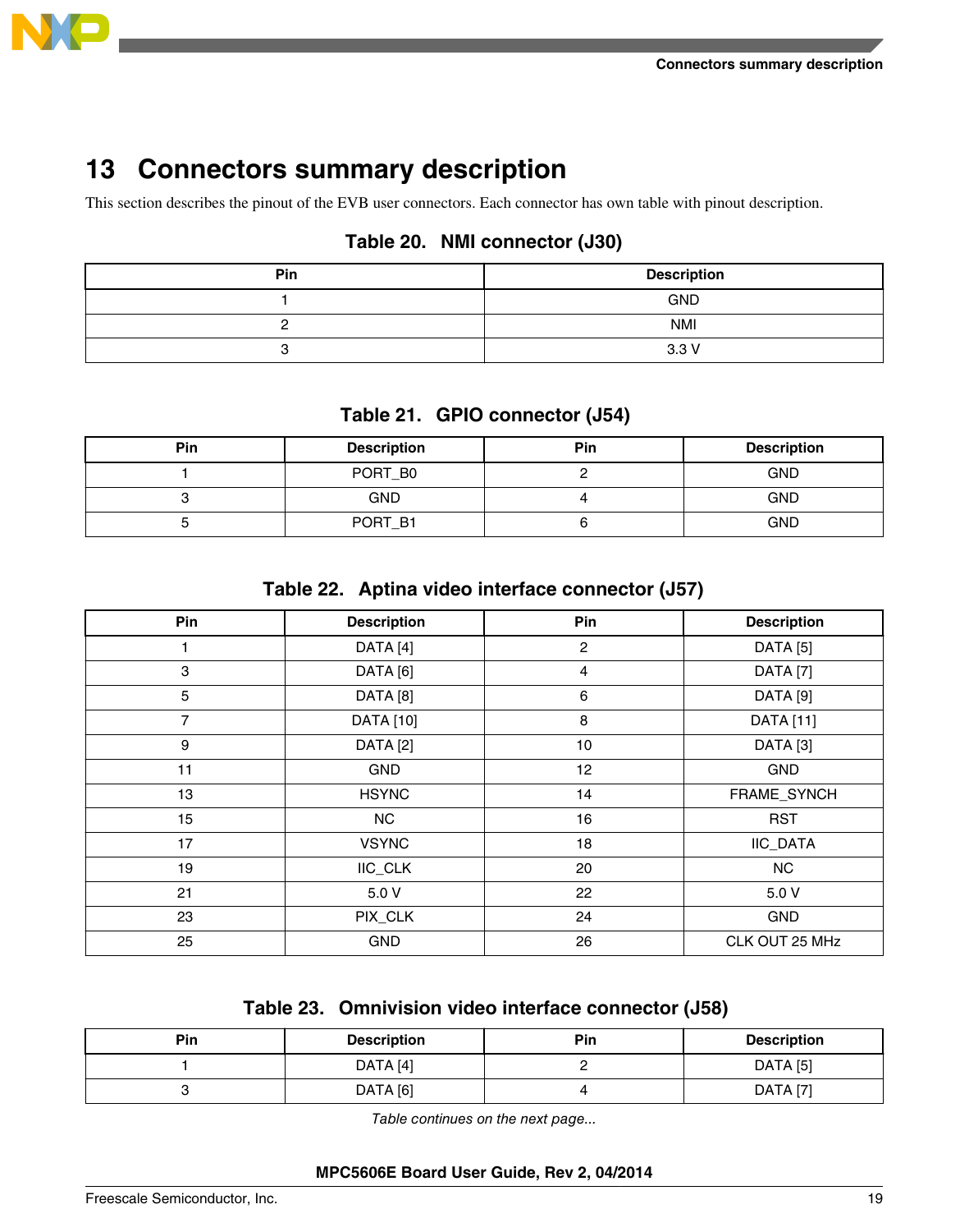# 13 Connectors summary description

This section describes the pinout of the EVB user connectors. Each connector has own table with pinout description.

**Table 20. NMI connector (J30)**

| Pin | Description |
|---|---|
| 1 | GND |
| 2 | NMI |
| 3 | 3.3 V |

**Table 21. GPIO connector (J54)**

| Pin | Description | Pin | Description |
|---|---|---|---|
| 1 | PORT_B0 | 2 | GND |
| 3 | GND | 4 | GND |
| 5 | PORT_B1 | 6 | GND |

**Table 22. Aptina video interface connector (J57)**

| Pin | Description | Pin | Description |
|---|---|---|---|
| 1 | DATA [4] | 2 | DATA [5] |
| 3 | DATA [6] | 4 | DATA [7] |
| 5 | DATA [8] | 6 | DATA [9] |
| 7 | DATA [10] | 8 | DATA [11] |
| 9 | DATA [2] | 10 | DATA [3] |
| 11 | GND | 12 | GND |
| 13 | HSYNC | 14 | FRAME_SYNCH |
| 15 | NC | 16 | RST |
| 17 | VSYNC | 18 | IIC_DATA |
| 19 | IIC_CLK | 20 | NC |
| 21 | 5.0 V | 22 | 5.0 V |
| 23 | PIX_CLK | 24 | GND |
| 25 | GND | 26 | CLK OUT 25 MHz |

**Table 23. Omnivision video interface connector (J58)**

| Pin | Description | Pin | Description |
|---|---|---|---|
| 1 | DATA [4] | 2 | DATA [5] |
| 3 | DATA [6] | 4 | DATA [7] |

*Table continues on the next page...*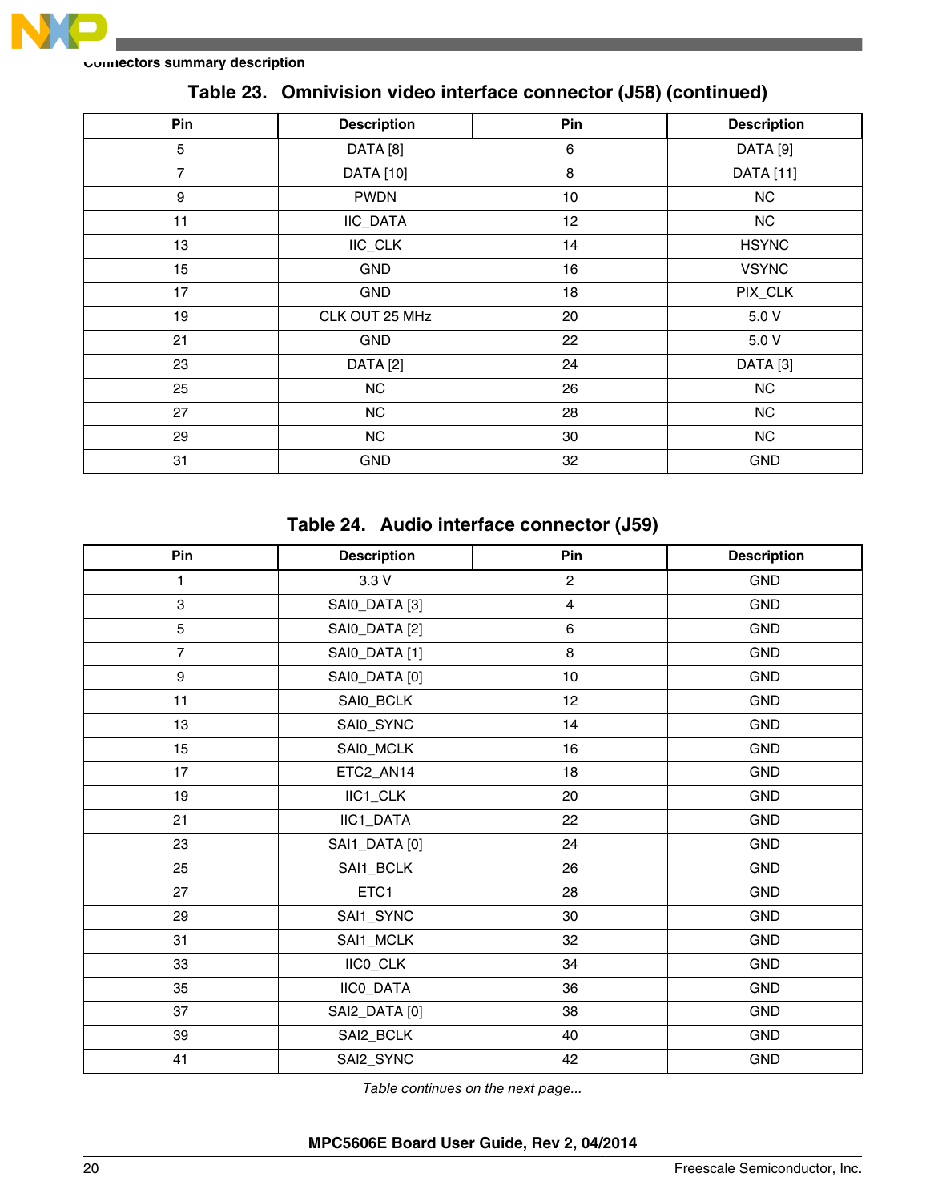Table 23. Omnivision video interface connector (J58) (continued)

| Pin | Description | Pin | Description |
|---|---|---|---|
| 5 | DATA [8] | 6 | DATA [9] |
| 7 | DATA [10] | 8 | DATA [11] |
| 9 | PWDN | 10 | NC |
| 11 | IIC_DATA | 12 | NC |
| 13 | IIC_CLK | 14 | HSYNC |
| 15 | GND | 16 | VSYNC |
| 17 | GND | 18 | PIX_CLK |
| 19 | CLK OUT 25 MHz | 20 | 5.0 V |
| 21 | GND | 22 | 5.0 V |
| 23 | DATA [2] | 24 | DATA [3] |
| 25 | NC | 26 | NC |
| 27 | NC | 28 | NC |
| 29 | NC | 30 | NC |
| 31 | GND | 32 | GND |

Table 24. Audio interface connector (J59)

| Pin | Description | Pin | Description |
|---|---|---|---|
| 1 | 3.3 V | 2 | GND |
| 3 | SAI0_DATA [3] | 4 | GND |
| 5 | SAI0_DATA [2] | 6 | GND |
| 7 | SAI0_DATA [1] | 8 | GND |
| 9 | SAI0_DATA [0] | 10 | GND |
| 11 | SAI0_BCLK | 12 | GND |
| 13 | SAI0_SYNC | 14 | GND |
| 15 | SAI0_MCLK | 16 | GND |
| 17 | ETC2_AN14 | 18 | GND |
| 19 | IIC1_CLK | 20 | GND |
| 21 | IIC1_DATA | 22 | GND |
| 23 | SAI1_DATA [0] | 24 | GND |
| 25 | SAI1_BCLK | 26 | GND |
| 27 | ETC1 | 28 | GND |
| 29 | SAI1_SYNC | 30 | GND |
| 31 | SAI1_MCLK | 32 | GND |
| 33 | IIC0_CLK | 34 | GND |
| 35 | IIC0_DATA | 36 | GND |
| 37 | SAI2_DATA [0] | 38 | GND |
| 39 | SAI2_BCLK | 40 | GND |
| 41 | SAI2_SYNC | 42 | GND |

*Table continues on the next page...*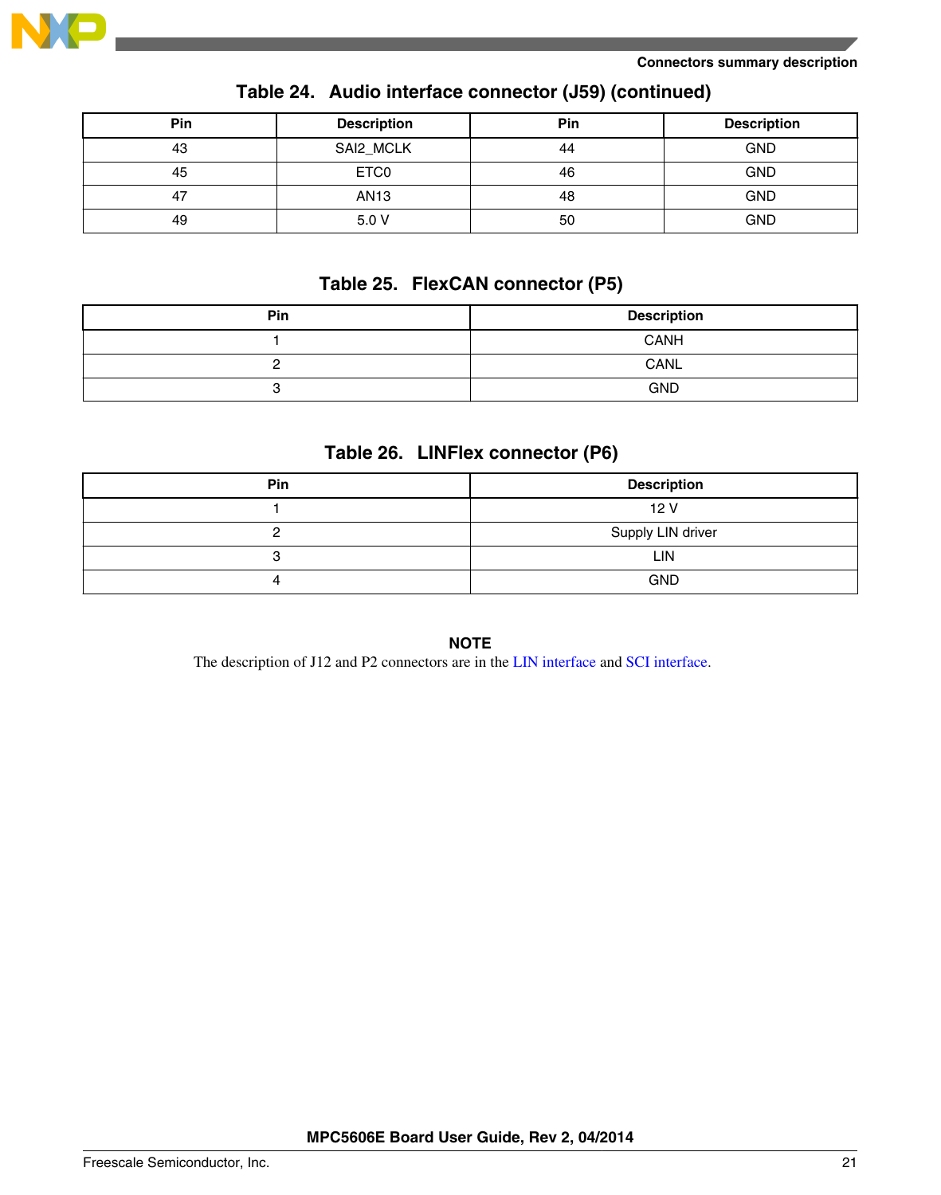**Table 24. Audio interface connector (J59) (continued)**

| Pin | Description | Pin | Description |
|---|---|---|---|
| 43 | SAI2_MCLK | 44 | GND |
| 45 | ETC0 | 46 | GND |
| 47 | AN13 | 48 | GND |
| 49 | 5.0 V | 50 | GND |

**Table 25. FlexCAN connector (P5)**

| Pin | Description |
|---|---|
| 1 | CANH |
| 2 | CANL |
| 3 | GND |

**Table 26. LINFlex connector (P6)**

| Pin | Description |
|---|---|
| 1 | 12 V |
| 2 | Supply LIN driver |
| 3 | LIN |
| 4 | GND |

**NOTE**

The description of J12 and P2 connectors are in the LIN interface and SCI interface.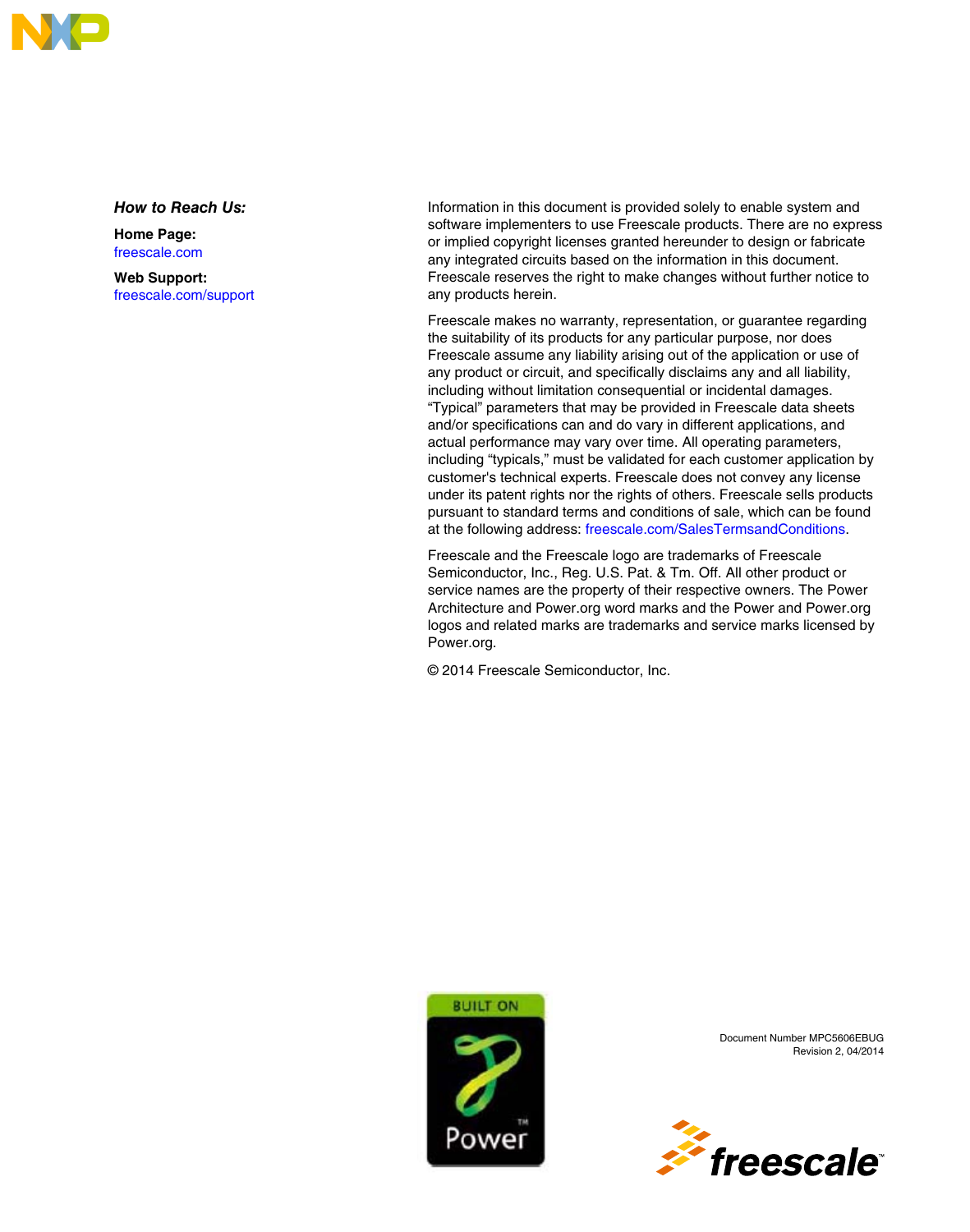***How to Reach Us:***

**Home Page:**
freescale.com

**Web Support:**
freescale.com/support

Information in this document is provided solely to enable system and software implementers to use Freescale products. There are no express or implied copyright licenses granted hereunder to design or fabricate any integrated circuits based on the information in this document. Freescale reserves the right to make changes without further notice to any products herein.

Freescale makes no warranty, representation, or guarantee regarding the suitability of its products for any particular purpose, nor does Freescale assume any liability arising out of the application or use of any product or circuit, and specifically disclaims any and all liability, including without limitation consequential or incidental damages. "Typical" parameters that may be provided in Freescale data sheets and/or specifications can and do vary in different applications, and actual performance may vary over time. All operating parameters, including "typicals," must be validated for each customer application by customer's technical experts. Freescale does not convey any license under its patent rights nor the rights of others. Freescale sells products pursuant to standard terms and conditions of sale, which can be found at the following address: freescale.com/SalesTermsandConditions.

Freescale and the Freescale logo are trademarks of Freescale Semiconductor, Inc., Reg. U.S. Pat. & Tm. Off. All other product or service names are the property of their respective owners. The Power Architecture and Power.org word marks and the Power and Power.org logos and related marks are trademarks and service marks licensed by Power.org.

© 2014 Freescale Semiconductor, Inc.

Document Number MPC5606EBUG
Revision 2, 04/2014